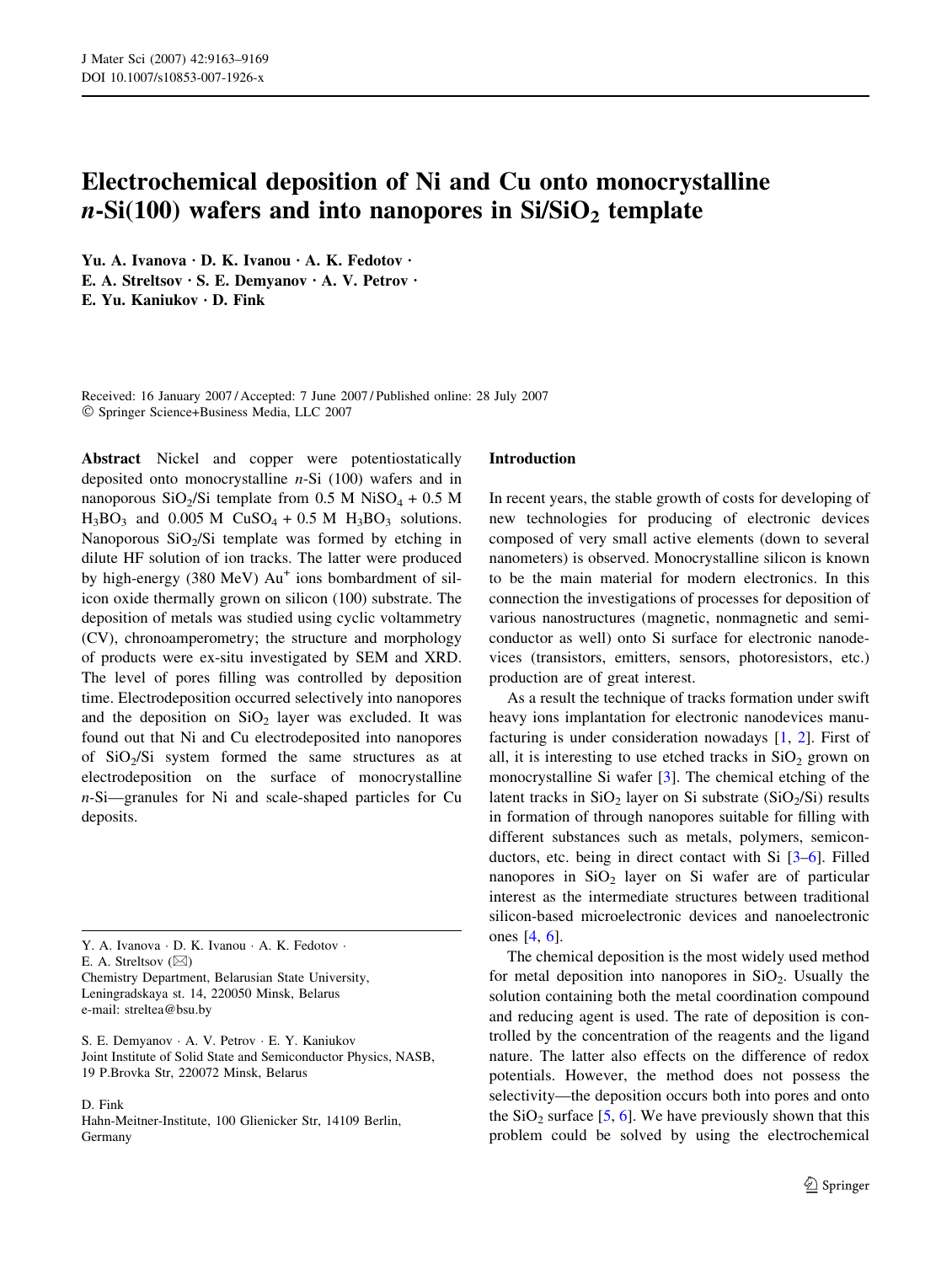# Electrochemical deposition of Ni and Cu onto monocrystalline *n*-Si(100) wafers and into nanopores in Si/$SiO_2$ template

**Yu. A. Ivanova · D. K. Ivanou · A. K. Fedotov · E. A. Streltsov · S. E. Demyanov · A. V. Petrov · E. Yu. Kaniukov · D. Fink**

Received: 16 January 2007 / Accepted: 7 June 2007 / Published online: 28 July 2007
© Springer Science+Business Media, LLC 2007

**Abstract** Nickel and copper were potentiostatically deposited onto monocrystalline *n*-Si (100) wafers and in nanoporous $SiO_2$/Si template from 0.5 M $NiSO_4$ + 0.5 M $H_3BO_3$ and 0.005 M $CuSO_4$ + 0.5 M $H_3BO_3$ solutions. Nanoporous $SiO_2$/Si template was formed by etching in dilute HF solution of ion tracks. The latter were produced by high-energy (380 MeV) $Au^+$ ions bombardment of silicon oxide thermally grown on silicon (100) substrate. The deposition of metals was studied using cyclic voltammetry (CV), chronoamperometry; the structure and morphology of products were ex-situ investigated by SEM and XRD. The level of pores filling was controlled by deposition time. Electrodeposition occurred selectively into nanopores and the deposition on $SiO_2$ layer was excluded. It was found out that Ni and Cu electrodeposited into nanopores of $SiO_2$/Si system formed the same structures as at electrodeposition on the surface of monocrystalline *n*-Si—granules for Ni and scale-shaped particles for Cu deposits.

Y. A. Ivanova · D. K. Ivanou · A. K. Fedotov · E. A. Streltsov (✉)
Chemistry Department, Belarusian State University, Leningradskaya st. 14, 220050 Minsk, Belarus
e-mail: streltea@bsu.by

S. E. Demyanov · A. V. Petrov · E. Y. Kaniukov
Joint Institute of Solid State and Semiconductor Physics, NASB, 19 P.Brovka Str, 220072 Minsk, Belarus

D. Fink
Hahn-Meitner-Institute, 100 Glienicker Str, 14109 Berlin, Germany

## Introduction

In recent years, the stable growth of costs for developing of new technologies for producing of electronic devices composed of very small active elements (down to several nanometers) is observed. Monocrystalline silicon is known to be the main material for modern electronics. In this connection the investigations of processes for deposition of various nanostructures (magnetic, nonmagnetic and semiconductor as well) onto Si surface for electronic nanodevices (transistors, emitters, sensors, photoresistors, etc.) production are of great interest.

As a result the technique of tracks formation under swift heavy ions implantation for electronic nanodevices manufacturing is under consideration nowadays [1, 2]. First of all, it is interesting to use etched tracks in $SiO_2$ grown on monocrystalline Si wafer [3]. The chemical etching of the latent tracks in $SiO_2$ layer on Si substrate ($SiO_2$/Si) results in formation of through nanopores suitable for filling with different substances such as metals, polymers, semiconductors, etc. being in direct contact with Si [3–6]. Filled nanopores in $SiO_2$ layer on Si wafer are of particular interest as the intermediate structures between traditional silicon-based microelectronic devices and nanoelectronic ones [4, 6].

The chemical deposition is the most widely used method for metal deposition into nanopores in $SiO_2$. Usually the solution containing both the metal coordination compound and reducing agent is used. The rate of deposition is controlled by the concentration of the reagents and the ligand nature. The latter also effects on the difference of redox potentials. However, the method does not possess the selectivity—the deposition occurs both into pores and onto the $SiO_2$ surface [5, 6]. We have previously shown that this problem could be solved by using the electrochemical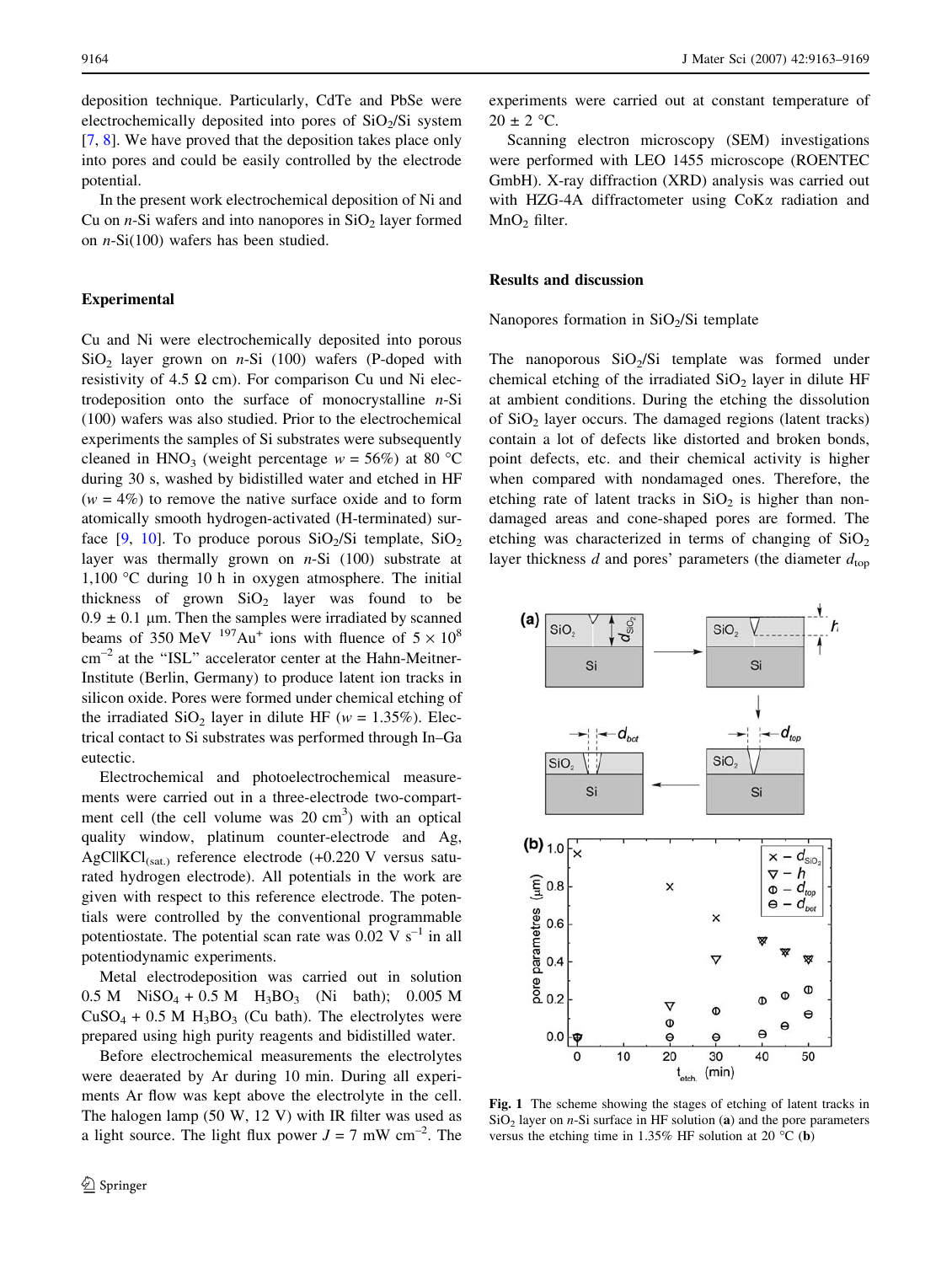deposition technique. Particularly, CdTe and PbSe were electrochemically deposited into pores of $SiO_2$/Si system [7, 8]. We have proved that the deposition takes place only into pores and could be easily controlled by the electrode potential.

In the present work electrochemical deposition of Ni and Cu on *n*-Si wafers and into nanopores in $SiO_2$ layer formed on *n*-Si(100) wafers has been studied.

## Experimental

Cu and Ni were electrochemically deposited into porous $SiO_2$ layer grown on *n*-Si (100) wafers (P-doped with resistivity of 4.5 Ω cm). For comparison Cu und Ni electrodeposition onto the surface of monocrystalline *n*-Si (100) wafers was also studied. Prior to the electrochemical experiments the samples of Si substrates were subsequently cleaned in $HNO_3$ (weight percentage $w = 56\%$) at 80 °C during 30 s, washed by bidistilled water and etched in HF ($w = 4\%$) to remove the native surface oxide and to form atomically smooth hydrogen-activated (H-terminated) surface [9, 10]. To produce porous $SiO_2$/Si template, $SiO_2$ layer was thermally grown on *n*-Si (100) substrate at 1,100 °C during 10 h in oxygen atmosphere. The initial thickness of grown $SiO_2$ layer was found to be 0.9 ± 0.1 μm. Then the samples were irradiated by scanned beams of 350 MeV $^{197}Au^{+}$ ions with fluence of $5 \times 10^{8}$ $cm^{-2}$ at the "ISL" accelerator center at the Hahn-Meitner-Institute (Berlin, Germany) to produce latent ion tracks in silicon oxide. Pores were formed under chemical etching of the irradiated $SiO_2$ layer in dilute HF ($w = 1.35\%$). Electrical contact to Si substrates was performed through In–Ga eutectic.

Electrochemical and photoelectrochemical measurements were carried out in a three-electrode two-compartment cell (the cell volume was 20 $cm^3$) with an optical quality window, platinum counter-electrode and Ag, AgCl|$KCl_{(sat.)}$ reference electrode (+0.220 V versus saturated hydrogen electrode). All potentials in the work are given with respect to this reference electrode. The potentials were controlled by the conventional programmable potentiostate. The potential scan rate was 0.02 V $s^{-1}$ in all potentiodynamic experiments.

Metal electrodeposition was carried out in solution 0.5 M $NiSO_4$ + 0.5 M $H_3BO_3$ (Ni bath); 0.005 M $CuSO_4$ + 0.5 M $H_3BO_3$ (Cu bath). The electrolytes were prepared using high purity reagents and bidistilled water.

Before electrochemical measurements the electrolytes were deaerated by Ar during 10 min. During all experiments Ar flow was kept above the electrolyte in the cell. The halogen lamp (50 W, 12 V) with IR filter was used as a light source. The light flux power $J = 7$ mW $cm^{-2}$. The experiments were carried out at constant temperature of 20 ± 2 °C.

Scanning electron microscopy (SEM) investigations were performed with LEO 1455 microscope (ROENTEC GmbH). X-ray diffraction (XRD) analysis was carried out with HZG-4A diffractometer using CoKα radiation and $MnO_2$ filter.

## Results and discussion

### Nanopores formation in $SiO_2$/Si template

The nanoporous $SiO_2$/Si template was formed under chemical etching of the irradiated $SiO_2$ layer in dilute HF at ambient conditions. During the etching the dissolution of $SiO_2$ layer occurs. The damaged regions (latent tracks) contain a lot of defects like distorted and broken bonds, point defects, etc. and their chemical activity is higher when compared with nondamaged ones. Therefore, the etching rate of latent tracks in $SiO_2$ is higher than non-damaged areas and cone-shaped pores are formed. The etching was characterized in terms of changing of $SiO_2$ layer thickness $d$ and pores' parameters (the diameter $d_{top}$

**Fig. 1** The scheme showing the stages of etching of latent tracks in $SiO_2$ layer on *n*-Si surface in HF solution (**a**) and the pore parameters versus the etching time in 1.35% HF solution at 20 °C (**b**)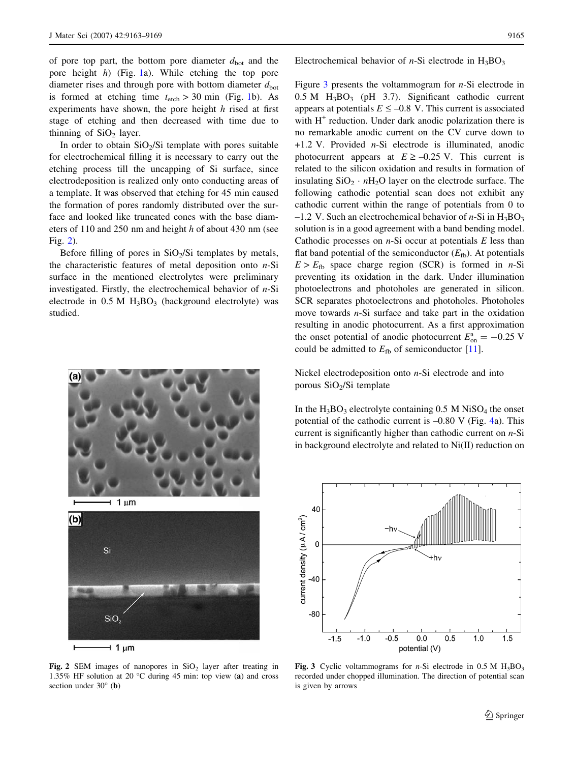of pore top part, the bottom pore diameter $d_{bot}$ and the pore height $h$) (Fig. 1a). While etching the top pore diameter rises and through pore with bottom diameter $d_{bot}$ is formed at etching time $t_{etch} > 30$ min (Fig. 1b). As experiments have shown, the pore height $h$ rised at first stage of etching and then decreased with time due to thinning of $SiO_2$ layer.

In order to obtain $SiO_2$/Si template with pores suitable for electrochemical filling it is necessary to carry out the etching process till the uncapping of Si surface, since electrodeposition is realized only onto conducting areas of a template. It was observed that etching for 45 min caused the formation of pores randomly distributed over the surface and looked like truncated cones with the base diameters of 110 and 250 nm and height $h$ of about 430 nm (see Fig. 2).

Before filling of pores in $SiO_2$/Si templates by metals, the characteristic features of metal deposition onto *n*-Si surface in the mentioned electrolytes were preliminary investigated. Firstly, the electrochemical behavior of *n*-Si electrode in 0.5 M $H_3BO_3$ (background electrolyte) was studied.

Fig. 2 SEM images of nanopores in $SiO_2$ layer after treating in 1.35% HF solution at 20 °C during 45 min: top view (**a**) and cross section under 30° (**b**)

## Electrochemical behavior of *n*-Si electrode in $H_3BO_3$

Figure 3 presents the voltammogram for *n*-Si electrode in 0.5 M $H_3BO_3$ (pH 3.7). Significant cathodic current appears at potentials $E \leq -0.8$ V. This current is associated with $H^+$ reduction. Under dark anodic polarization there is no remarkable anodic current on the CV curve down to +1.2 V. Provided *n*-Si electrode is illuminated, anodic photocurrent appears at $E \geq -0.25$ V. This current is related to the silicon oxidation and results in formation of insulating $SiO_2 \cdot nH_2O$ layer on the electrode surface. The following cathodic potential scan does not exhibit any cathodic current within the range of potentials from 0 to –1.2 V. Such an electrochemical behavior of *n*-Si in $H_3BO_3$ solution is in a good agreement with a band bending model. Cathodic processes on *n*-Si occur at potentials $E$ less than flat band potential of the semiconductor ($E_{fb}$). At potentials $E > E_{fb}$ space charge region (SCR) is formed in *n*-Si preventing its oxidation in the dark. Under illumination photoelectrons and photoholes are generated in silicon. SCR separates photoelectrons and photoholes. Photoholes move towards *n*-Si surface and take part in the oxidation resulting in anodic photocurrent. As a first approximation the onset potential of anodic photocurrent $E^{a}_{on} = -0.25$ V could be admitted to $E_{fb}$ of semiconductor [11].

Fig. 3 Cyclic voltammograms for *n*-Si electrode in 0.5 M $H_3BO_3$ recorded under chopped illumination. The direction of potential scan is given by arrows

## Nickel electrodeposition onto *n*-Si electrode and into porous $SiO_2$/Si template

In the $H_3BO_3$ electrolyte containing 0.5 M $NiSO_4$ the onset potential of the cathodic current is –0.80 V (Fig. 4a). This current is significantly higher than cathodic current on *n*-Si in background electrolyte and related to Ni(II) reduction on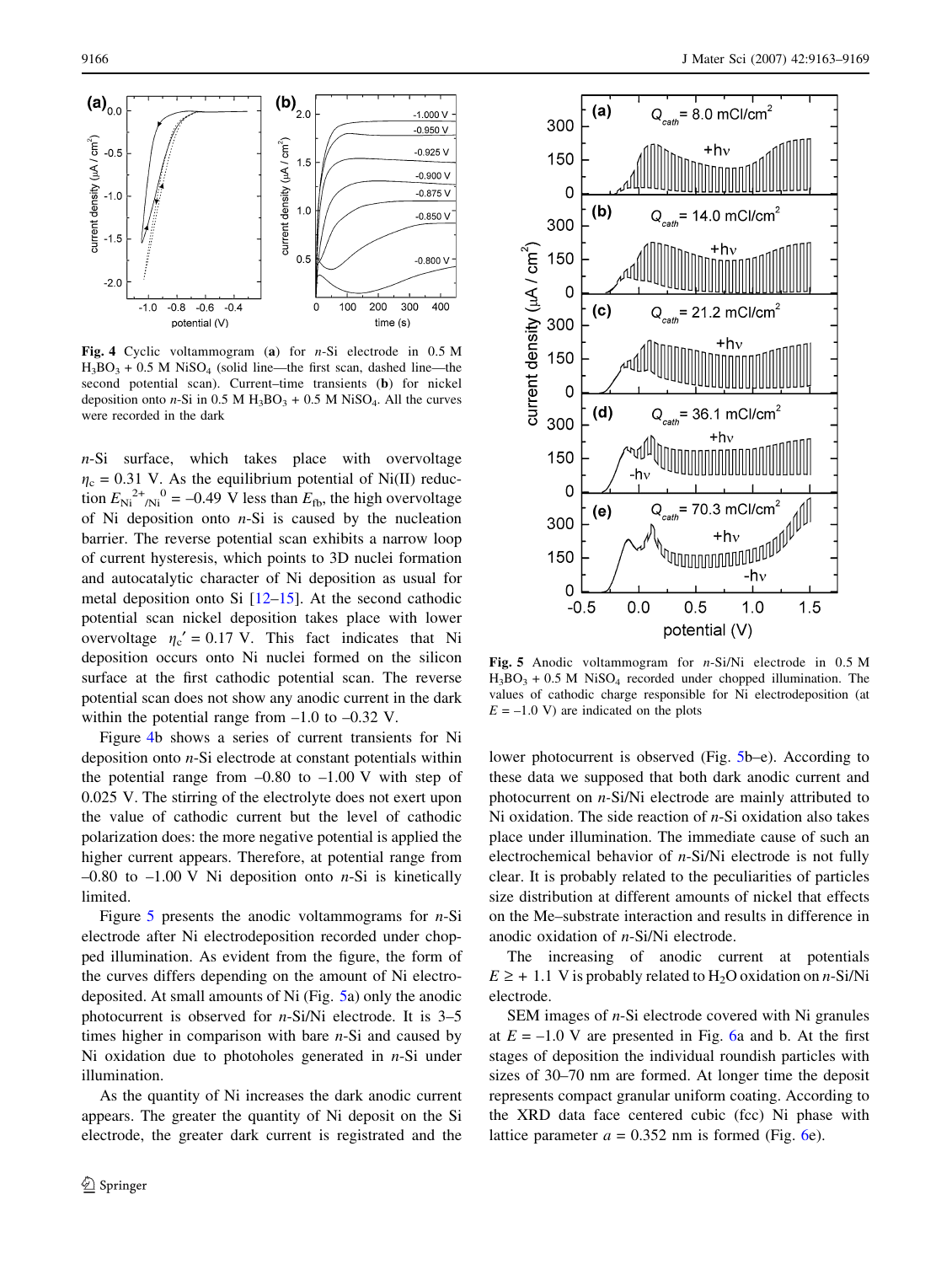Fig. 4 Cyclic voltammogram (a) for *n*-Si electrode in 0.5 M $H_3BO_3$ + 0.5 M $NiSO_4$ (solid line—the first scan, dashed line—the second potential scan). Current–time transients (b) for nickel deposition onto *n*-Si in 0.5 M $H_3BO_3$ + 0.5 M $NiSO_4$. All the curves were recorded in the dark

*n*-Si surface, which takes place with overvoltage $\eta_c$ = 0.31 V. As the equilibrium potential of Ni(II) reduction $E_{Ni^{2+}/Ni}^{0}$ = –0.49 V less than $E_{fb}$, the high overvoltage of Ni deposition onto *n*-Si is caused by the nucleation barrier. The reverse potential scan exhibits a narrow loop of current hysteresis, which points to 3D nuclei formation and autocatalytic character of Ni deposition as usual for metal deposition onto Si [12–15]. At the second cathodic potential scan nickel deposition takes place with lower overvoltage $\eta_c'$ = 0.17 V. This fact indicates that Ni deposition occurs onto Ni nuclei formed on the silicon surface at the first cathodic potential scan. The reverse potential scan does not show any anodic current in the dark within the potential range from –1.0 to –0.32 V.

Figure 4b shows a series of current transients for Ni deposition onto *n*-Si electrode at constant potentials within the potential range from –0.80 to –1.00 V with step of 0.025 V. The stirring of the electrolyte does not exert upon the value of cathodic current but the level of cathodic polarization does: the more negative potential is applied the higher current appears. Therefore, at potential range from –0.80 to –1.00 V Ni deposition onto *n*-Si is kinetically limited.

Figure 5 presents the anodic voltammograms for *n*-Si electrode after Ni electrodeposition recorded under chopped illumination. As evident from the figure, the form of the curves differs depending on the amount of Ni electrodeposited. At small amounts of Ni (Fig. 5a) only the anodic photocurrent is observed for *n*-Si/Ni electrode. It is 3–5 times higher in comparison with bare *n*-Si and caused by Ni oxidation due to photoholes generated in *n*-Si under illumination.

As the quantity of Ni increases the dark anodic current appears. The greater the quantity of Ni deposit on the Si electrode, the greater dark current is registrated and the lower photocurrent is observed (Fig. 5b–e). According to these data we supposed that both dark anodic current and photocurrent on *n*-Si/Ni electrode are mainly attributed to Ni oxidation. The side reaction of *n*-Si oxidation also takes place under illumination. The immediate cause of such an electrochemical behavior of *n*-Si/Ni electrode is not fully clear. It is probably related to the peculiarities of particles size distribution at different amounts of nickel that effects on the Me–substrate interaction and results in difference in anodic oxidation of *n*-Si/Ni electrode.

The increasing of anodic current at potentials $E \geq$ + 1.1 V is probably related to $H_2O$ oxidation on *n*-Si/Ni electrode.

SEM images of *n*-Si electrode covered with Ni granules at $E$ = –1.0 V are presented in Fig. 6a and b. At the first stages of deposition the individual roundish particles with sizes of 30–70 nm are formed. At longer time the deposit represents compact granular uniform coating. According to the XRD data face centered cubic (fcc) Ni phase with lattice parameter $a$ = 0.352 nm is formed (Fig. 6e).

Fig. 5 Anodic voltammogram for *n*-Si/Ni electrode in 0.5 M $H_3BO_3$ + 0.5 M $NiSO_4$ recorded under chopped illumination. The values of cathodic charge responsible for Ni electrodeposition (at $E$ = –1.0 V) are indicated on the plots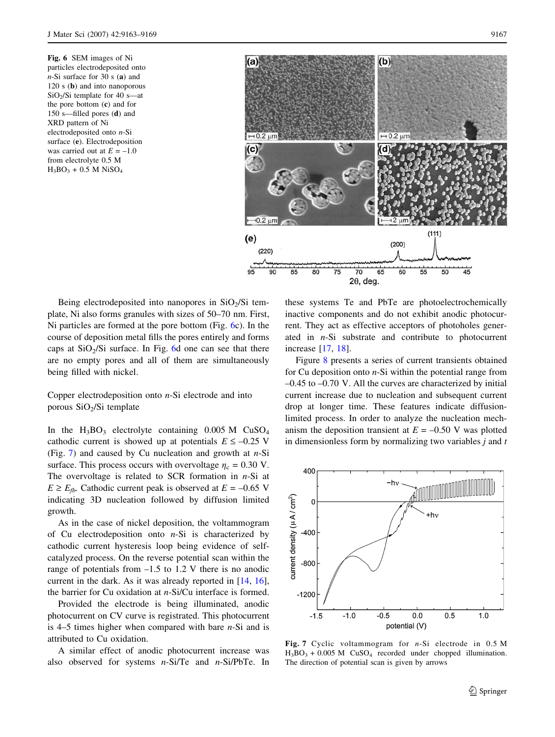**Fig. 6** SEM images of Ni particles electrodeposited onto *n*-Si surface for 30 s (**a**) and 120 s (**b**) and into nanoporous $SiO_2$/Si template for 40 s—at the pore bottom (**c**) and for 150 s—filled pores (**d**) and XRD pattern of Ni electrodeposited onto *n*-Si surface (**e**). Electrodeposition was carried out at $E = -1.0$ from electrolyte 0.5 M $H_3BO_3$ + 0.5 M $NiSO_4$

Being electrodeposited into nanopores in $SiO_2$/Si template, Ni also forms granules with sizes of 50–70 nm. First, Ni particles are formed at the pore bottom (Fig. 6c). In the course of deposition metal fills the pores entirely and forms caps at $SiO_2$/Si surface. In Fig. 6d one can see that there are no empty pores and all of them are simultaneously being filled with nickel.

## Copper electrodeposition onto *n*-Si electrode and into porous $SiO_2$/Si template

In the $H_3BO_3$ electrolyte containing 0.005 M $CuSO_4$ cathodic current is showed up at potentials $E \leq -0.25$ V (Fig. 7) and caused by Cu nucleation and growth at *n*-Si surface. This process occurs with overvoltage $\eta_c = 0.30$ V. The overvoltage is related to SCR formation in *n*-Si at $E \geq E_{fb}$. Cathodic current peak is observed at $E = -0.65$ V indicating 3D nucleation followed by diffusion limited growth.

As in the case of nickel deposition, the voltammogram of Cu electrodeposition onto *n*-Si is characterized by cathodic current hysteresis loop being evidence of self-catalyzed process. On the reverse potential scan within the range of potentials from –1.5 to 1.2 V there is no anodic current in the dark. As it was already reported in [14, 16], the barrier for Cu oxidation at *n*-Si/Cu interface is formed.

Provided the electrode is being illuminated, anodic photocurrent on CV curve is registrated. This photocurrent is 4–5 times higher when compared with bare *n*-Si and is attributed to Cu oxidation.

A similar effect of anodic photocurrent increase was also observed for systems *n*-Si/Te and *n*-Si/PbTe. In these systems Te and PbTe are photoelectrochemically inactive components and do not exhibit anodic photocurrent. They act as effective acceptors of photoholes generated in *n*-Si substrate and contribute to photocurrent increase [17, 18].

Figure 8 presents a series of current transients obtained for Cu deposition onto *n*-Si within the potential range from –0.45 to –0.70 V. All the curves are characterized by initial current increase due to nucleation and subsequent current drop at longer time. These features indicate diffusion-limited process. In order to analyze the nucleation mechanism the deposition transient at $E = -0.50$ V was plotted in dimensionless form by normalizing two variables $j$ and $t$

**Fig. 7** Cyclic voltammogram for *n*-Si electrode in 0.5 M $H_3BO_3$ + 0.005 M $CuSO_4$ recorded under chopped illumination. The direction of potential scan is given by arrows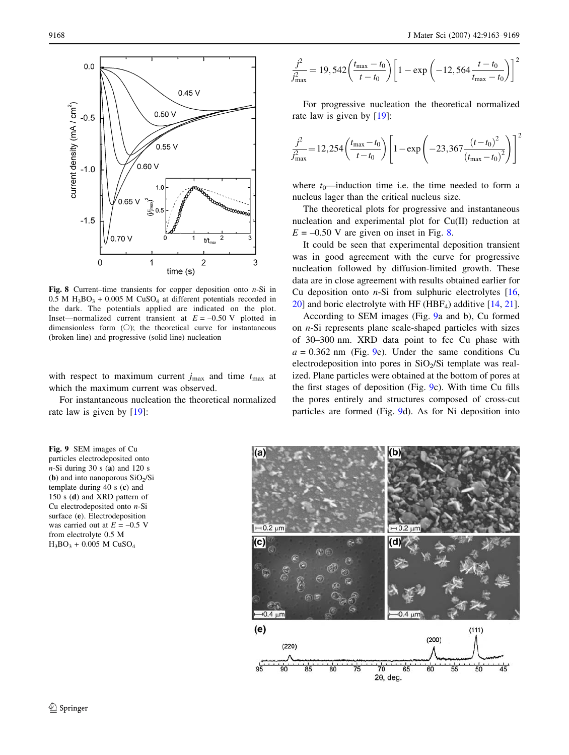**Fig. 8** Current–time transients for copper deposition onto *n*-Si in 0.5 M $H_3BO_3$ + 0.005 M $CuSO_4$ at different potentials recorded in the dark. The potentials applied are indicated on the plot. Inset—normalized current transient at $E = -0.50$ V plotted in dimensionless form (○); the theoretical curve for instantaneous (broken line) and progressive (solid line) nucleation

with respect to maximum current $j_{max}$ and time $t_{max}$ at which the maximum current was observed.

For instantaneous nucleation the theoretical normalized rate law is given by [19]:

$$\frac{j^2}{j_{max}^2} = 19{,}542\left(\frac{t_{max} - t_0}{t - t_0}\right)\left[1 - \exp\left(-12{,}564\frac{t - t_0}{t_{max} - t_0}\right)\right]^2$$

For progressive nucleation the theoretical normalized rate law is given by [19]:

$$\frac{j^2}{j_{max}^2} = 12{,}254\left(\frac{t_{max} - t_0}{t - t_0}\right)\left[1 - \exp\left(-23{,}367\frac{(t - t_0)^2}{(t_{max} - t_0)^2}\right)\right]^2$$

where $t_0$—induction time i.e. the time needed to form a nucleus lager than the critical nucleus size.

The theoretical plots for progressive and instantaneous nucleation and experimental plot for Cu(II) reduction at $E = -0.50$ V are given on inset in Fig. 8.

It could be seen that experimental deposition transient was in good agreement with the curve for progressive nucleation followed by diffusion-limited growth. These data are in close agreement with results obtained earlier for Cu deposition onto *n*-Si from sulphuric electrolytes [16, 20] and boric electrolyte with HF ($HBF_4$) additive [14, 21].

According to SEM images (Fig. 9a and b), Cu formed on *n*-Si represents plane scale-shaped particles with sizes of 30–300 nm. XRD data point to fcc Cu phase with $a = 0.362$ nm (Fig. 9e). Under the same conditions Cu electrodeposition into pores in $SiO_2$/Si template was realized. Plane particles were obtained at the bottom of pores at the first stages of deposition (Fig. 9c). With time Cu fills the pores entirely and structures composed of cross-cut particles are formed (Fig. 9d). As for Ni deposition into

**Fig. 9** SEM images of Cu particles electrodeposited onto *n*-Si during 30 s (**a**) and 120 s (**b**) and into nanoporous $SiO_2$/Si template during 40 s (**c**) and 150 s (**d**) and XRD pattern of Cu electrodeposited onto *n*-Si surface (**e**). Electrodeposition was carried out at $E = -0.5$ V from electrolyte 0.5 M $H_3BO_3$ + 0.005 M $CuSO_4$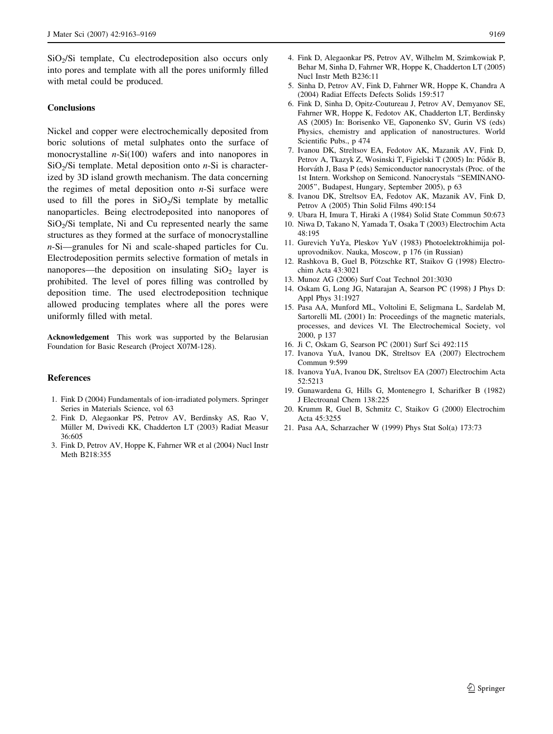$SiO_2$/Si template, Cu electrodeposition also occurs only into pores and template with all the pores uniformly filled with metal could be produced.

## Conclusions

Nickel and copper were electrochemically deposited from boric solutions of metal sulphates onto the surface of monocrystalline *n*-Si(100) wafers and into nanopores in $SiO_2$/Si template. Metal deposition onto *n*-Si is characterized by 3D island growth mechanism. The data concerning the regimes of metal deposition onto *n*-Si surface were used to fill the pores in $SiO_2$/Si template by metallic nanoparticles. Being electrodeposited into nanopores of $SiO_2$/Si template, Ni and Cu represented nearly the same structures as they formed at the surface of monocrystalline *n*-Si—granules for Ni and scale-shaped particles for Cu. Electrodeposition permits selective formation of metals in nanopores—the deposition on insulating $SiO_2$ layer is prohibited. The level of pores filling was controlled by deposition time. The used electrodeposition technique allowed producing templates where all the pores were uniformly filled with metal.

**Acknowledgement** This work was supported by the Belarusian Foundation for Basic Research (Project X07M-128).

## References

1. Fink D (2004) Fundamentals of ion-irradiated polymers. Springer Series in Materials Science, vol 63
2. Fink D, Alegaonkar PS, Petrov AV, Berdinsky AS, Rao V, Müller M, Dwivedi KK, Chadderton LT (2003) Radiat Measur 36:605
3. Fink D, Petrov AV, Hoppe K, Fahrner WR et al (2004) Nucl Instr Meth B218:355
4. Fink D, Alegaonkar PS, Petrov AV, Wilhelm M, Szimkowiak P, Behar M, Sinha D, Fahrner WR, Hoppe K, Chadderton LT (2005) Nucl Instr Meth B236:11
5. Sinha D, Petrov AV, Fink D, Fahrner WR, Hoppe K, Chandra A (2004) Radiat Effects Defects Solids 159:517
6. Fink D, Sinha D, Opitz-Coutureau J, Petrov AV, Demyanov SE, Fahrner WR, Hoppe K, Fedotov AK, Chadderton LT, Berdinsky AS (2005) In: Borisenko VE, Gaponenko SV, Gurin VS (eds) Physics, chemistry and application of nanostructures. World Scientific Pubs., p 474
7. Ivanou DK, Streltsov EA, Fedotov AK, Mazanik AV, Fink D, Petrov A, Tkazyk Z, Wosinski T, Figielski T (2005) In: Pődör B, Horváth J, Basa P (eds) Semiconductor nanocrystals (Proc. of the 1st Intern. Workshop on Semicond. Nanocrystals "SEMINANO-2005", Budapest, Hungary, September 2005), p 63
8. Ivanou DK, Streltsov EA, Fedotov AK, Mazanik AV, Fink D, Petrov A (2005) Thin Solid Films 490:154
9. Ubara H, Imura T, Hiraki A (1984) Solid State Commun 50:673
10. Niwa D, Takano N, Yamada T, Osaka T (2003) Electrochim Acta 48:195
11. Gurevich YuYa, Pleskov YuV (1983) Photoelektrokhimija poluprovodnikov. Nauka, Moscow, p 176 (in Russian)
12. Rashkova B, Guel B, Pötzschke RT, Staikov G (1998) Electrochim Acta 43:3021
13. Munoz AG (2006) Surf Coat Technol 201:3030
14. Oskam G, Long JG, Natarajan A, Searson PC (1998) J Phys D: Appl Phys 31:1927
15. Pasa AA, Munford ML, Voltolini E, Seligmana L, Sardelab M, Sartorelli ML (2001) In: Proceedings of the magnetic materials, processes, and devices VI. The Electrochemical Society, vol 2000, p 137
16. Ji C, Oskam G, Searson PC (2001) Surf Sci 492:115
17. Ivanova YuA, Ivanou DK, Streltsov EA (2007) Electrochem Commun 9:599
18. Ivanova YuA, Ivanou DK, Streltsov EA (2007) Electrochim Acta 52:5213
19. Gunawardena G, Hills G, Montenegro I, Scharifker B (1982) J Electroanal Chem 138:225
20. Krumm R, Guel B, Schmitz C, Staikov G (2000) Electrochim Acta 45:3255
21. Pasa AA, Scharzacher W (1999) Phys Stat Sol(a) 173:73